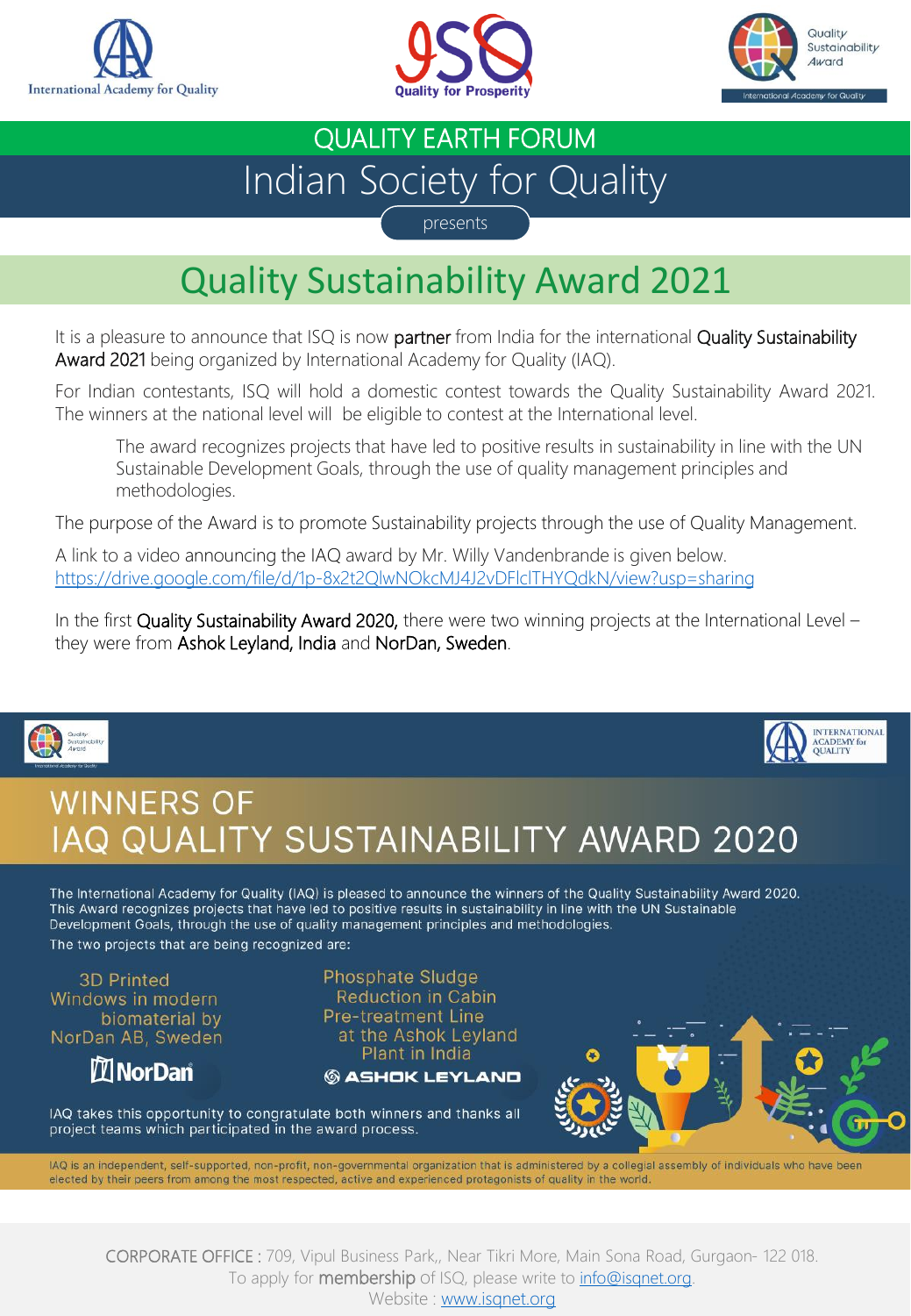International Academy for Quality

ISQ Quality for Prosperity

Quality Sustainability Award — International Academy for Quality

## QUALITY EARTH FORUM

## Indian Society for Quality

presents

# Quality Sustainability Award 2021

It is a pleasure to announce that ISQ is now **partner** from India for the international **Quality Sustainability Award 2021** being organized by International Academy for Quality (IAQ).

For Indian contestants, ISQ will hold a domestic contest towards the Quality Sustainability Award 2021. The winners at the national level will be eligible to contest at the International level.

> The award recognizes projects that have led to positive results in sustainability in line with the UN Sustainable Development Goals, through the use of quality management principles and methodologies.

The purpose of the Award is to promote Sustainability projects through the use of Quality Management.

A link to a video announcing the IAQ award by Mr. Willy Vandenbrande is given below.
https://drive.google.com/file/d/1p-8x2t2QlwNOkcMJ4J2vDFlclTHYQdkN/view?usp=sharing

In the first **Quality Sustainability Award 2020,** there were two winning projects at the International Level – they were from **Ashok Leyland, India** and **NorDan, Sweden**.

## WINNERS OF IAQ QUALITY SUSTAINABILITY AWARD 2020

The International Academy for Quality (IAQ) is pleased to announce the winners of the Quality Sustainability Award 2020. This Award recognizes projects that have led to positive results in sustainability in line with the UN Sustainable Development Goals, through the use of quality management principles and methodologies.

The two projects that are being recognized are:

- 3D Printed Windows in modern biomaterial by NorDan AB, Sweden (NorDan)
- Phosphate Sludge Reduction in Cabin Pre-treatment Line at the Ashok Leyland Plant in India (ASHOK LEYLAND)

IAQ takes this opportunity to congratulate both winners and thanks all project teams which participated in the award process.

IAQ is an independent, self-supported, non-profit, non-governmental organization that is administered by a collegial assembly of individuals who have been elected by their peers from among the most respected, active and experienced protagonists of quality in the world.

CORPORATE OFFICE : 709, Vipul Business Park,, Near Tikri More, Main Sona Road, Gurgaon- 122 018.
To apply for **membership** of ISQ, please write to info@isqnet.org.
Website : www.isqnet.org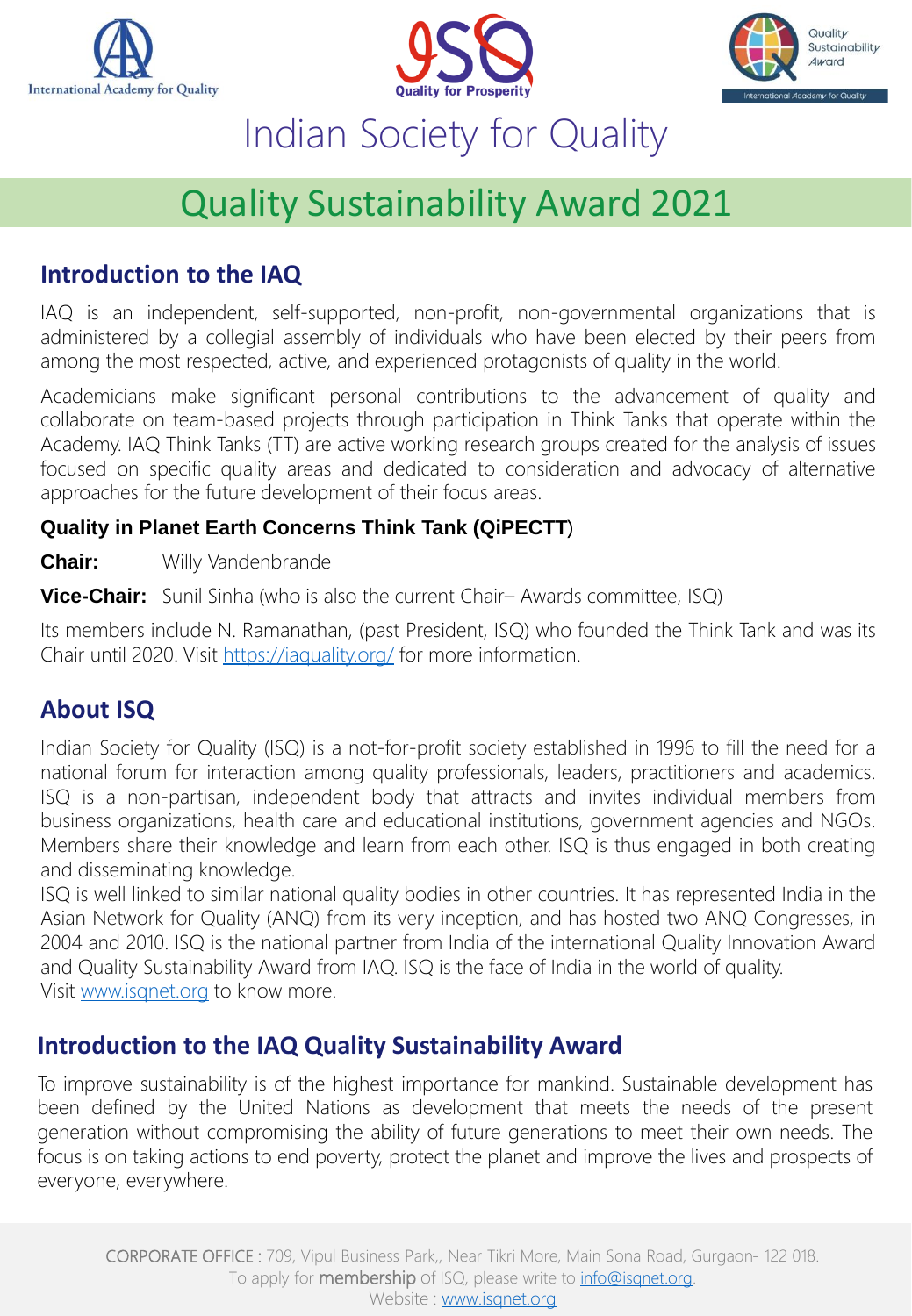# Indian Society for Quality

## Quality Sustainability Award 2021

### Introduction to the IAQ

IAQ is an independent, self-supported, non-profit, non-governmental organizations that is administered by a collegial assembly of individuals who have been elected by their peers from among the most respected, active, and experienced protagonists of quality in the world.

Academicians make significant personal contributions to the advancement of quality and collaborate on team-based projects through participation in Think Tanks that operate within the Academy. IAQ Think Tanks (TT) are active working research groups created for the analysis of issues focused on specific quality areas and dedicated to consideration and advocacy of alternative approaches for the future development of their focus areas.

**Quality in Planet Earth Concerns Think Tank (QiPECTT)**

**Chair:** Willy Vandenbrande

**Vice-Chair:** Sunil Sinha (who is also the current Chair– Awards committee, ISQ)

Its members include N. Ramanathan, (past President, ISQ) who founded the Think Tank and was its Chair until 2020. Visit https://iaquality.org/ for more information.

### About ISQ

Indian Society for Quality (ISQ) is a not-for-profit society established in 1996 to fill the need for a national forum for interaction among quality professionals, leaders, practitioners and academics. ISQ is a non-partisan, independent body that attracts and invites individual members from business organizations, health care and educational institutions, government agencies and NGOs. Members share their knowledge and learn from each other. ISQ is thus engaged in both creating and disseminating knowledge.

ISQ is well linked to similar national quality bodies in other countries. It has represented India in the Asian Network for Quality (ANQ) from its very inception, and has hosted two ANQ Congresses, in 2004 and 2010. ISQ is the national partner from India of the international Quality Innovation Award and Quality Sustainability Award from IAQ. ISQ is the face of India in the world of quality.
Visit www.isqnet.org to know more.

### Introduction to the IAQ Quality Sustainability Award

To improve sustainability is of the highest importance for mankind. Sustainable development has been defined by the United Nations as development that meets the needs of the present generation without compromising the ability of future generations to meet their own needs. The focus is on taking actions to end poverty, protect the planet and improve the lives and prospects of everyone, everywhere.

CORPORATE OFFICE : 709, Vipul Business Park,, Near Tikri More, Main Sona Road, Gurgaon- 122 018.
To apply for **membership** of ISQ, please write to info@isqnet.org.
Website : www.isqnet.org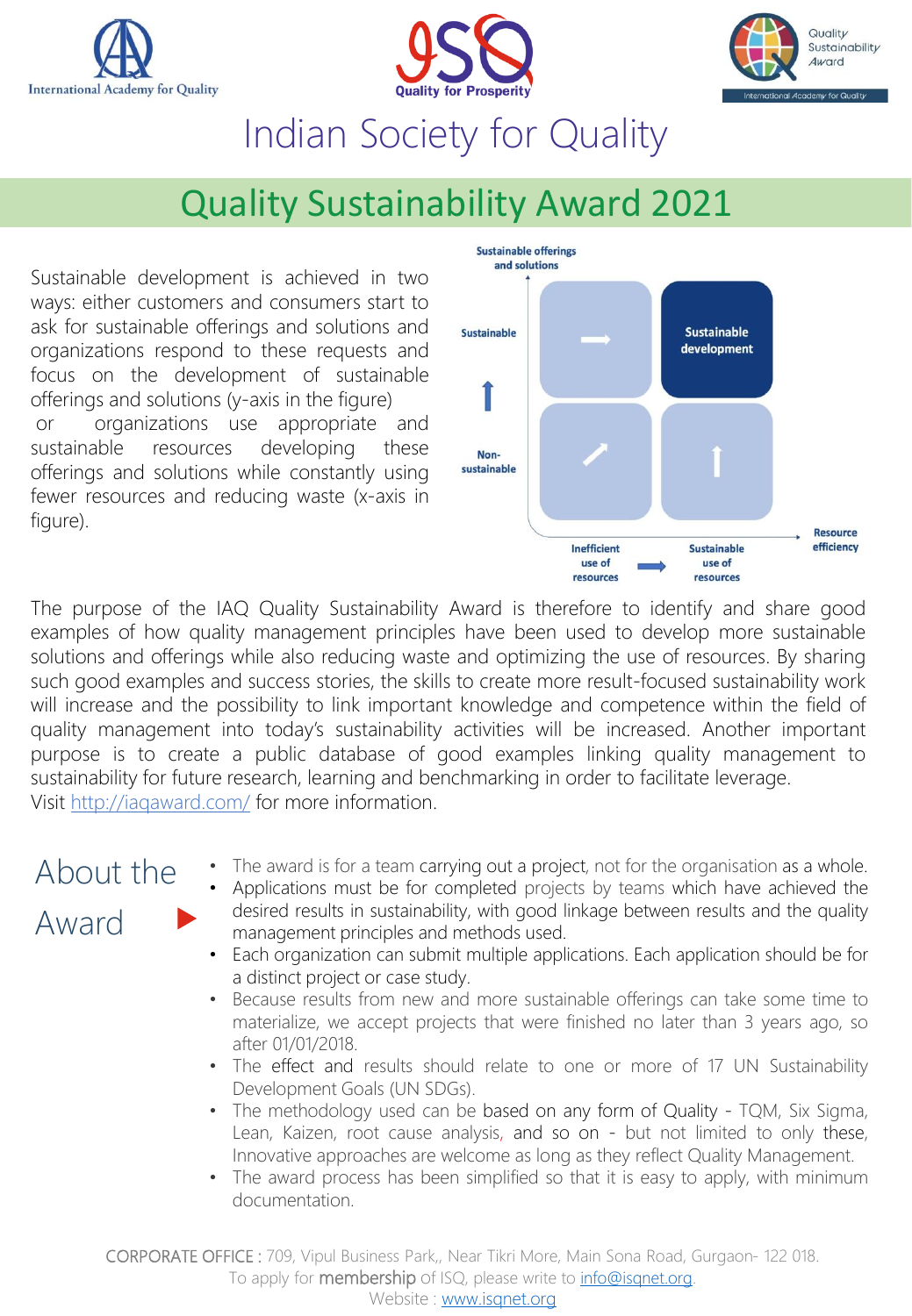International Academy for Quality

Quality for Prosperity

Quality Sustainability Award

# Indian Society for Quality

## Quality Sustainability Award 2021

Sustainable development is achieved in two ways: either customers and consumers start to ask for sustainable offerings and solutions and organizations respond to these requests and focus on the development of sustainable offerings and solutions (y-axis in the figure) or organizations use appropriate and sustainable resources developing these offerings and solutions while constantly using fewer resources and reducing waste (x-axis in figure).

Sustainable offerings and solutions

Sustainable

Non-sustainable

Sustainable development

Inefficient use of resources

Sustainable use of resources

Resource efficiency

The purpose of the IAQ Quality Sustainability Award is therefore to identify and share good examples of how quality management principles have been used to develop more sustainable solutions and offerings while also reducing waste and optimizing the use of resources. By sharing such good examples and success stories, the skills to create more result-focused sustainability work will increase and the possibility to link important knowledge and competence within the field of quality management into today's sustainability activities will be increased. Another important purpose is to create a public database of good examples linking quality management to sustainability for future research, learning and benchmarking in order to facilitate leverage.
Visit http://iaqaward.com/ for more information.

## About the Award

- The award is for a team carrying out a project, not for the organisation as a whole.
- Applications must be for completed projects by teams which have achieved the desired results in sustainability, with good linkage between results and the quality management principles and methods used.
- Each organization can submit multiple applications. Each application should be for a distinct project or case study.
- Because results from new and more sustainable offerings can take some time to materialize, we accept projects that were finished no later than 3 years ago, so after 01/01/2018.
- The effect and results should relate to one or more of 17 UN Sustainability Development Goals (UN SDGs).
- The methodology used can be based on any form of Quality - TQM, Six Sigma, Lean, Kaizen, root cause analysis, and so on - but not limited to only these, Innovative approaches are welcome as long as they reflect Quality Management.
- The award process has been simplified so that it is easy to apply, with minimum documentation.

CORPORATE OFFICE : 709, Vipul Business Park,, Near Tikri More, Main Sona Road, Gurgaon- 122 018.
To apply for membership of ISQ, please write to info@isqnet.org.
Website : www.isqnet.org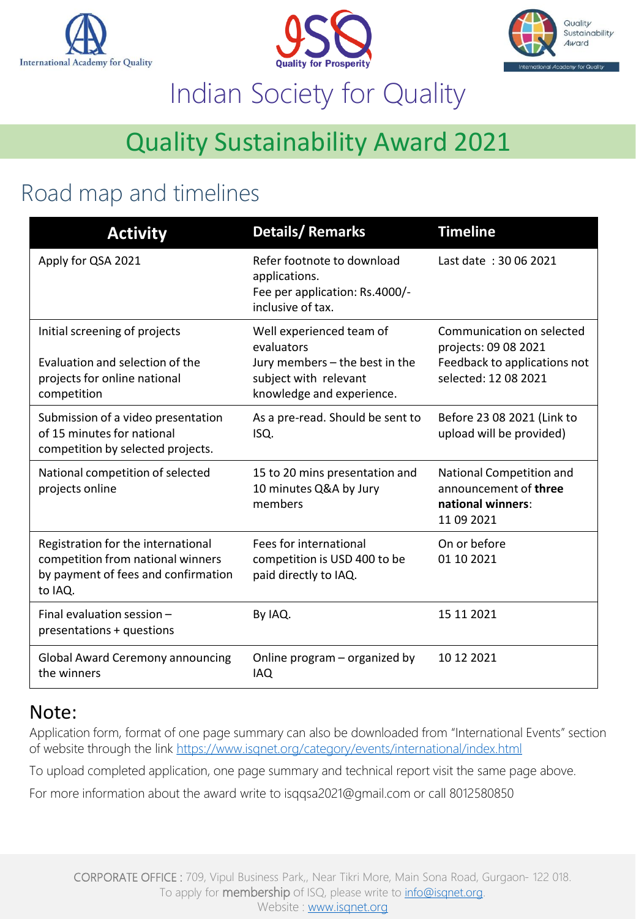# Indian Society for Quality

## Quality Sustainability Award 2021

## Road map and timelines

| Activity | Details/ Remarks | Timeline |
|---|---|---|
| Apply for QSA 2021 | Refer footnote to download applications. Fee per application: Rs.4000/- inclusive of tax. | Last date : 30 06 2021 |
| Initial screening of projects<br><br>Evaluation and selection of the projects for online national competition | Well experienced team of evaluators<br>Jury members – the best in the subject with relevant knowledge and experience. | Communication on selected projects: 09 08 2021<br>Feedback to applications not selected: 12 08 2021 |
| Submission of a video presentation of 15 minutes for national competition by selected projects. | As a pre-read. Should be sent to ISQ. | Before 23 08 2021 (Link to upload will be provided) |
| National competition of selected projects online | 15 to 20 mins presentation and 10 minutes Q&A by Jury members | National Competition and announcement of **three national winners**: 11 09 2021 |
| Registration for the international competition from national winners by payment of fees and confirmation to IAQ. | Fees for international competition is USD 400 to be paid directly to IAQ. | On or before 01 10 2021 |
| Final evaluation session – presentations + questions | By IAQ. | 15 11 2021 |
| Global Award Ceremony announcing the winners | Online program – organized by IAQ | 10 12 2021 |

## Note:

Application form, format of one page summary can also be downloaded from "International Events" section of website through the link https://www.isqnet.org/category/events/international/index.html

To upload completed application, one page summary and technical report visit the same page above.

For more information about the award write to isqqsa2021@gmail.com or call 8012580850

CORPORATE OFFICE : 709, Vipul Business Park,, Near Tikri More, Main Sona Road, Gurgaon- 122 018.
To apply for membership of ISQ, please write to info@isqnet.org.
Website : www.isqnet.org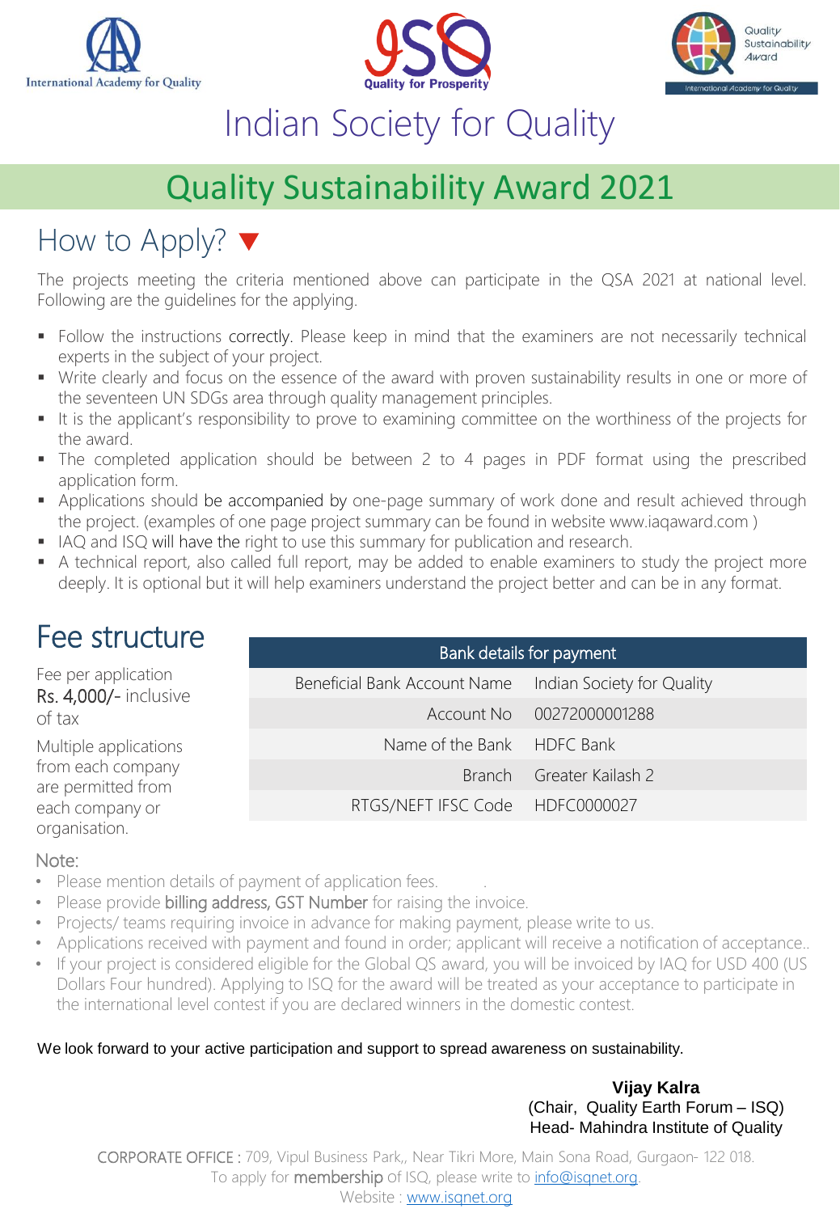International Academy for Quality

Quality for Prosperity

Quality Sustainability Award

# Indian Society for Quality

## Quality Sustainability Award 2021

## How to Apply? ▼

The projects meeting the criteria mentioned above can participate in the QSA 2021 at national level. Following are the guidelines for the applying.

- Follow the instructions correctly. Please keep in mind that the examiners are not necessarily technical experts in the subject of your project.
- Write clearly and focus on the essence of the award with proven sustainability results in one or more of the seventeen UN SDGs area through quality management principles.
- It is the applicant's responsibility to prove to examining committee on the worthiness of the projects for the award.
- The completed application should be between 2 to 4 pages in PDF format using the prescribed application form.
- Applications should be accompanied by one-page summary of work done and result achieved through the project. (examples of one page project summary can be found in website www.iaqaward.com )
- IAQ and ISQ will have the right to use this summary for publication and research.
- A technical report, also called full report, may be added to enable examiners to study the project more deeply. It is optional but it will help examiners understand the project better and can be in any format.

## Fee structure

Fee per application Rs. 4,000/- inclusive of tax

Multiple applications from each company are permitted from each company or organisation.

| Bank details for payment | |
|---|---|
| Beneficial Bank Account Name | Indian Society for Quality |
| Account No | 00272000001288 |
| Name of the Bank | HDFC Bank |
| Branch | Greater Kailash 2 |
| RTGS/NEFT IFSC Code | HDFC0000027 |

Note:

- Please mention details of payment of application fees.
- Please provide billing address, GST Number for raising the invoice.
- Projects/ teams requiring invoice in advance for making payment, please write to us.
- Applications received with payment and found in order; applicant will receive a notification of acceptance..
- If your project is considered eligible for the Global QS award, you will be invoiced by IAQ for USD 400 (US Dollars Four hundred). Applying to ISQ for the award will be treated as your acceptance to participate in the international level contest if you are declared winners in the domestic contest.

We look forward to your active participation and support to spread awareness on sustainability.

**Vijay Kalra**
(Chair, Quality Earth Forum – ISQ)
Head- Mahindra Institute of Quality

CORPORATE OFFICE : 709, Vipul Business Park,, Near Tikri More, Main Sona Road, Gurgaon- 122 018.
To apply for membership of ISQ, please write to info@isqnet.org.
Website : www.isqnet.org